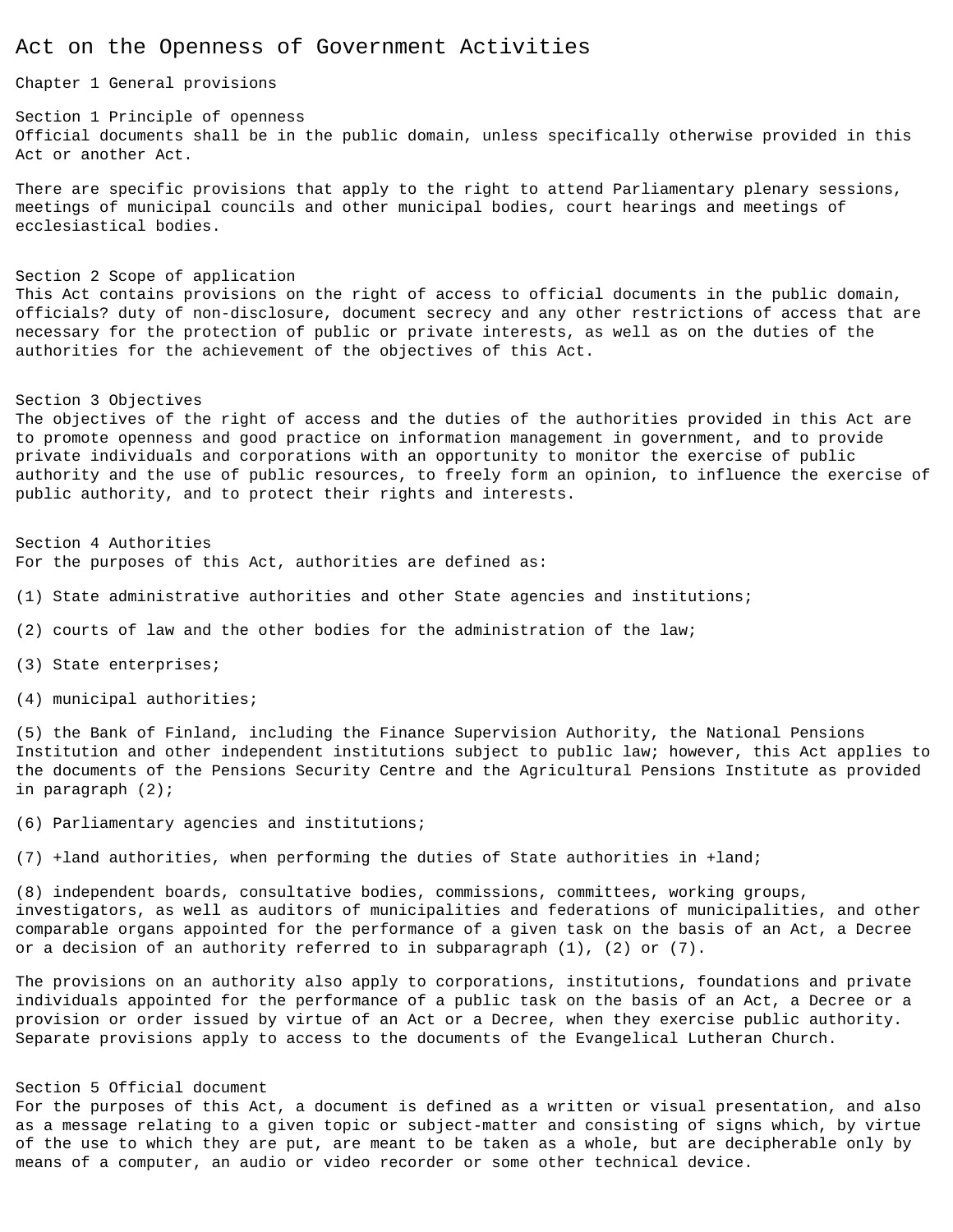# Act on the Openness of Government Activities

## Chapter 1 General provisions

### Section 1 Principle of openness

Official documents shall be in the public domain, unless specifically otherwise provided in this Act or another Act.

There are specific provisions that apply to the right to attend Parliamentary plenary sessions, meetings of municipal councils and other municipal bodies, court hearings and meetings of ecclesiastical bodies.

### Section 2 Scope of application

This Act contains provisions on the right of access to official documents in the public domain, officials? duty of non-disclosure, document secrecy and any other restrictions of access that are necessary for the protection of public or private interests, as well as on the duties of the authorities for the achievement of the objectives of this Act.

### Section 3 Objectives

The objectives of the right of access and the duties of the authorities provided in this Act are to promote openness and good practice on information management in government, and to provide private individuals and corporations with an opportunity to monitor the exercise of public authority and the use of public resources, to freely form an opinion, to influence the exercise of public authority, and to protect their rights and interests.

### Section 4 Authorities

For the purposes of this Act, authorities are defined as:

(1) State administrative authorities and other State agencies and institutions;

(2) courts of law and the other bodies for the administration of the law;

(3) State enterprises;

(4) municipal authorities;

(5) the Bank of Finland, including the Finance Supervision Authority, the National Pensions Institution and other independent institutions subject to public law; however, this Act applies to the documents of the Pensions Security Centre and the Agricultural Pensions Institute as provided in paragraph (2);

(6) Parliamentary agencies and institutions;

(7) +land authorities, when performing the duties of State authorities in +land;

(8) independent boards, consultative bodies, commissions, committees, working groups, investigators, as well as auditors of municipalities and federations of municipalities, and other comparable organs appointed for the performance of a given task on the basis of an Act, a Decree or a decision of an authority referred to in subparagraph (1), (2) or (7).

The provisions on an authority also apply to corporations, institutions, foundations and private individuals appointed for the performance of a public task on the basis of an Act, a Decree or a provision or order issued by virtue of an Act or a Decree, when they exercise public authority. Separate provisions apply to access to the documents of the Evangelical Lutheran Church.

### Section 5 Official document

For the purposes of this Act, a document is defined as a written or visual presentation, and also as a message relating to a given topic or subject-matter and consisting of signs which, by virtue of the use to which they are put, are meant to be taken as a whole, but are decipherable only by means of a computer, an audio or video recorder or some other technical device.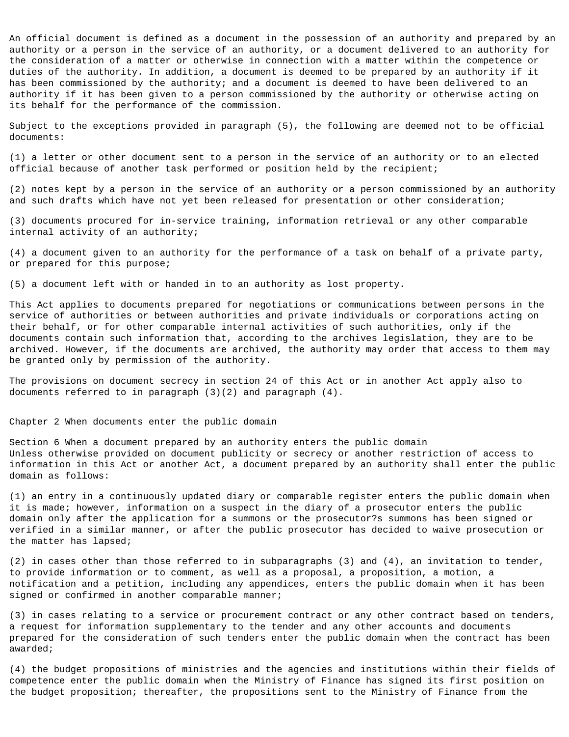An official document is defined as a document in the possession of an authority and prepared by an authority or a person in the service of an authority, or a document delivered to an authority for the consideration of a matter or otherwise in connection with a matter within the competence or duties of the authority. In addition, a document is deemed to be prepared by an authority if it has been commissioned by the authority; and a document is deemed to have been delivered to an authority if it has been given to a person commissioned by the authority or otherwise acting on its behalf for the performance of the commission.

Subject to the exceptions provided in paragraph (5), the following are deemed not to be official documents:

(1) a letter or other document sent to a person in the service of an authority or to an elected official because of another task performed or position held by the recipient;

(2) notes kept by a person in the service of an authority or a person commissioned by an authority and such drafts which have not yet been released for presentation or other consideration;

(3) documents procured for in-service training, information retrieval or any other comparable internal activity of an authority;

(4) a document given to an authority for the performance of a task on behalf of a private party, or prepared for this purpose;

(5) a document left with or handed in to an authority as lost property.

This Act applies to documents prepared for negotiations or communications between persons in the service of authorities or between authorities and private individuals or corporations acting on their behalf, or for other comparable internal activities of such authorities, only if the documents contain such information that, according to the archives legislation, they are to be archived. However, if the documents are archived, the authority may order that access to them may be granted only by permission of the authority.

The provisions on document secrecy in section 24 of this Act or in another Act apply also to documents referred to in paragraph (3)(2) and paragraph (4).

## Chapter 2 When documents enter the public domain

### Section 6 When a document prepared by an authority enters the public domain

Unless otherwise provided on document publicity or secrecy or another restriction of access to information in this Act or another Act, a document prepared by an authority shall enter the public domain as follows:

(1) an entry in a continuously updated diary or comparable register enters the public domain when it is made; however, information on a suspect in the diary of a prosecutor enters the public domain only after the application for a summons or the prosecutor?s summons has been signed or verified in a similar manner, or after the public prosecutor has decided to waive prosecution or the matter has lapsed;

(2) in cases other than those referred to in subparagraphs (3) and (4), an invitation to tender, to provide information or to comment, as well as a proposal, a proposition, a motion, a notification and a petition, including any appendices, enters the public domain when it has been signed or confirmed in another comparable manner;

(3) in cases relating to a service or procurement contract or any other contract based on tenders, a request for information supplementary to the tender and any other accounts and documents prepared for the consideration of such tenders enter the public domain when the contract has been awarded;

(4) the budget propositions of ministries and the agencies and institutions within their fields of competence enter the public domain when the Ministry of Finance has signed its first position on the budget proposition; thereafter, the propositions sent to the Ministry of Finance from the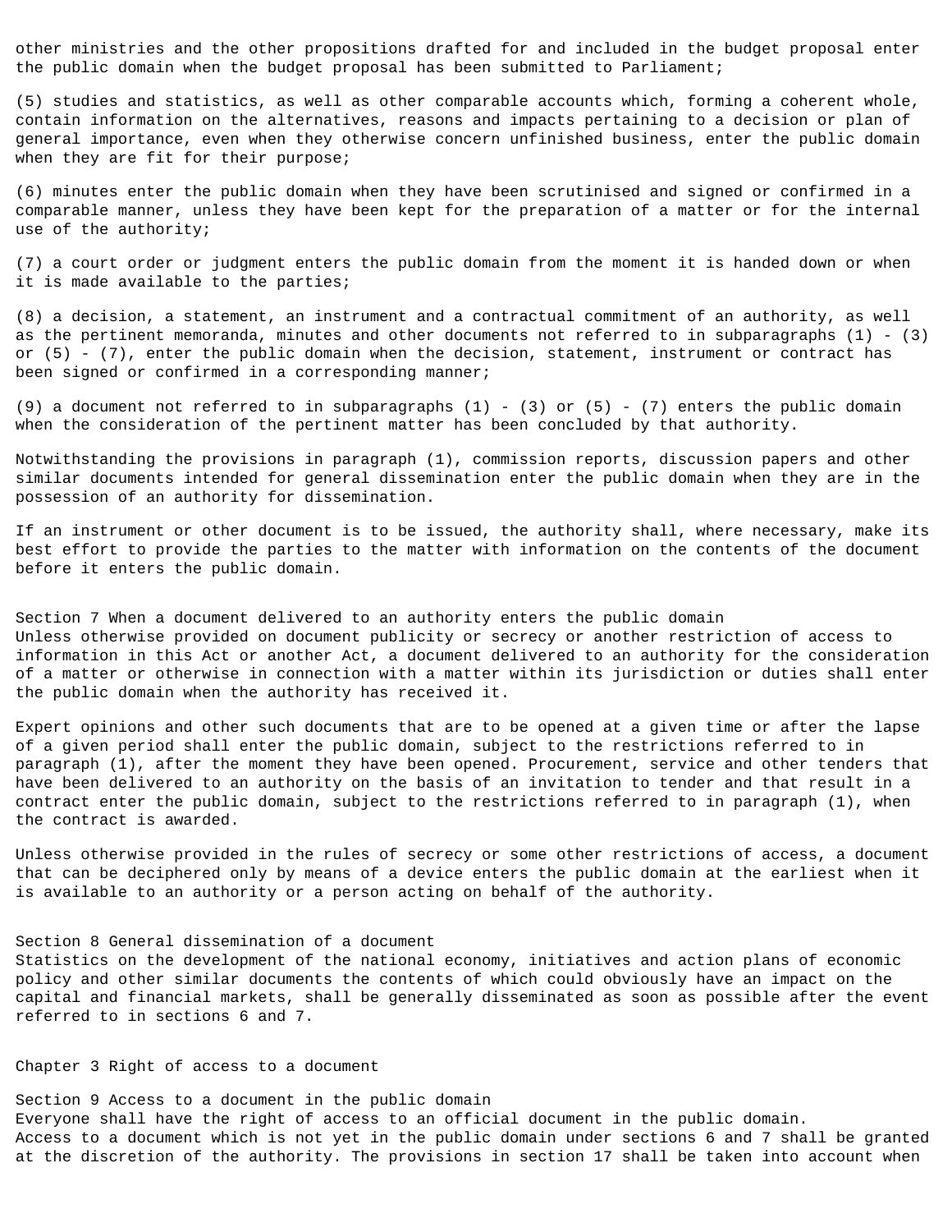other ministries and the other propositions drafted for and included in the budget proposal enter the public domain when the budget proposal has been submitted to Parliament;

(5) studies and statistics, as well as other comparable accounts which, forming a coherent whole, contain information on the alternatives, reasons and impacts pertaining to a decision or plan of general importance, even when they otherwise concern unfinished business, enter the public domain when they are fit for their purpose;

(6) minutes enter the public domain when they have been scrutinised and signed or confirmed in a comparable manner, unless they have been kept for the preparation of a matter or for the internal use of the authority;

(7) a court order or judgment enters the public domain from the moment it is handed down or when it is made available to the parties;

(8) a decision, a statement, an instrument and a contractual commitment of an authority, as well as the pertinent memoranda, minutes and other documents not referred to in subparagraphs (1) - (3) or (5) - (7), enter the public domain when the decision, statement, instrument or contract has been signed or confirmed in a corresponding manner;

(9) a document not referred to in subparagraphs (1) - (3) or (5) - (7) enters the public domain when the consideration of the pertinent matter has been concluded by that authority.

Notwithstanding the provisions in paragraph (1), commission reports, discussion papers and other similar documents intended for general dissemination enter the public domain when they are in the possession of an authority for dissemination.

If an instrument or other document is to be issued, the authority shall, where necessary, make its best effort to provide the parties to the matter with information on the contents of the document before it enters the public domain.

## Section 7 When a document delivered to an authority enters the public domain

Unless otherwise provided on document publicity or secrecy or another restriction of access to information in this Act or another Act, a document delivered to an authority for the consideration of a matter or otherwise in connection with a matter within its jurisdiction or duties shall enter the public domain when the authority has received it.

Expert opinions and other such documents that are to be opened at a given time or after the lapse of a given period shall enter the public domain, subject to the restrictions referred to in paragraph (1), after the moment they have been opened. Procurement, service and other tenders that have been delivered to an authority on the basis of an invitation to tender and that result in a contract enter the public domain, subject to the restrictions referred to in paragraph (1), when the contract is awarded.

Unless otherwise provided in the rules of secrecy or some other restrictions of access, a document that can be deciphered only by means of a device enters the public domain at the earliest when it is available to an authority or a person acting on behalf of the authority.

## Section 8 General dissemination of a document

Statistics on the development of the national economy, initiatives and action plans of economic policy and other similar documents the contents of which could obviously have an impact on the capital and financial markets, shall be generally disseminated as soon as possible after the event referred to in sections 6 and 7.

# Chapter 3 Right of access to a document

## Section 9 Access to a document in the public domain

Everyone shall have the right of access to an official document in the public domain.
Access to a document which is not yet in the public domain under sections 6 and 7 shall be granted at the discretion of the authority. The provisions in section 17 shall be taken into account when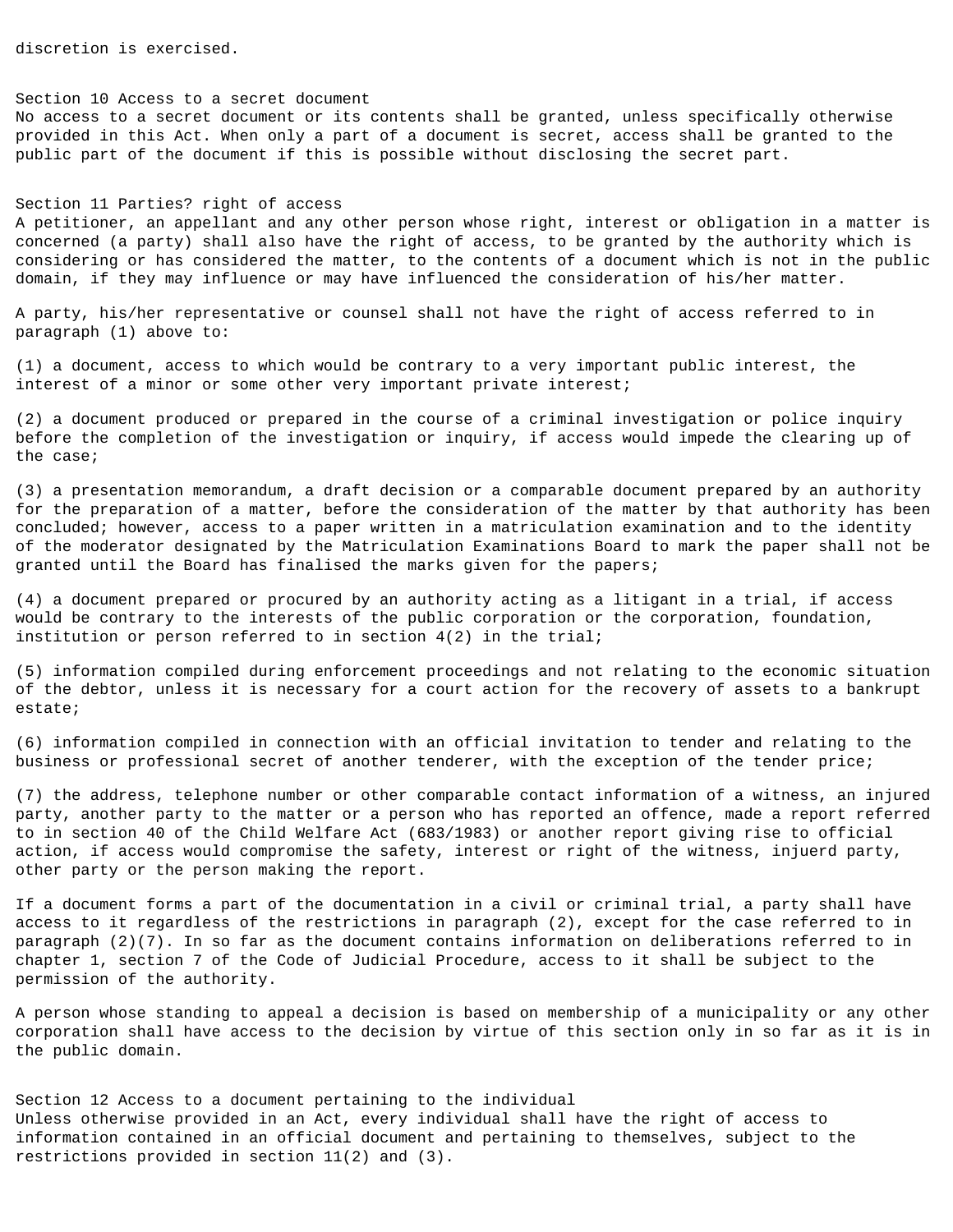discretion is exercised.

## Section 10 Access to a secret document

No access to a secret document or its contents shall be granted, unless specifically otherwise provided in this Act. When only a part of a document is secret, access shall be granted to the public part of the document if this is possible without disclosing the secret part.

## Section 11 Parties? right of access

A petitioner, an appellant and any other person whose right, interest or obligation in a matter is concerned (a party) shall also have the right of access, to be granted by the authority which is considering or has considered the matter, to the contents of a document which is not in the public domain, if they may influence or may have influenced the consideration of his/her matter.

A party, his/her representative or counsel shall not have the right of access referred to in paragraph (1) above to:

(1) a document, access to which would be contrary to a very important public interest, the interest of a minor or some other very important private interest;

(2) a document produced or prepared in the course of a criminal investigation or police inquiry before the completion of the investigation or inquiry, if access would impede the clearing up of the case;

(3) a presentation memorandum, a draft decision or a comparable document prepared by an authority for the preparation of a matter, before the consideration of the matter by that authority has been concluded; however, access to a paper written in a matriculation examination and to the identity of the moderator designated by the Matriculation Examinations Board to mark the paper shall not be granted until the Board has finalised the marks given for the papers;

(4) a document prepared or procured by an authority acting as a litigant in a trial, if access would be contrary to the interests of the public corporation or the corporation, foundation, institution or person referred to in section 4(2) in the trial;

(5) information compiled during enforcement proceedings and not relating to the economic situation of the debtor, unless it is necessary for a court action for the recovery of assets to a bankrupt estate;

(6) information compiled in connection with an official invitation to tender and relating to the business or professional secret of another tenderer, with the exception of the tender price;

(7) the address, telephone number or other comparable contact information of a witness, an injured party, another party to the matter or a person who has reported an offence, made a report referred to in section 40 of the Child Welfare Act (683/1983) or another report giving rise to official action, if access would compromise the safety, interest or right of the witness, injuerd party, other party or the person making the report.

If a document forms a part of the documentation in a civil or criminal trial, a party shall have access to it regardless of the restrictions in paragraph (2), except for the case referred to in paragraph (2)(7). In so far as the document contains information on deliberations referred to in chapter 1, section 7 of the Code of Judicial Procedure, access to it shall be subject to the permission of the authority.

A person whose standing to appeal a decision is based on membership of a municipality or any other corporation shall have access to the decision by virtue of this section only in so far as it is in the public domain.

## Section 12 Access to a document pertaining to the individual

Unless otherwise provided in an Act, every individual shall have the right of access to information contained in an official document and pertaining to themselves, subject to the restrictions provided in section 11(2) and (3).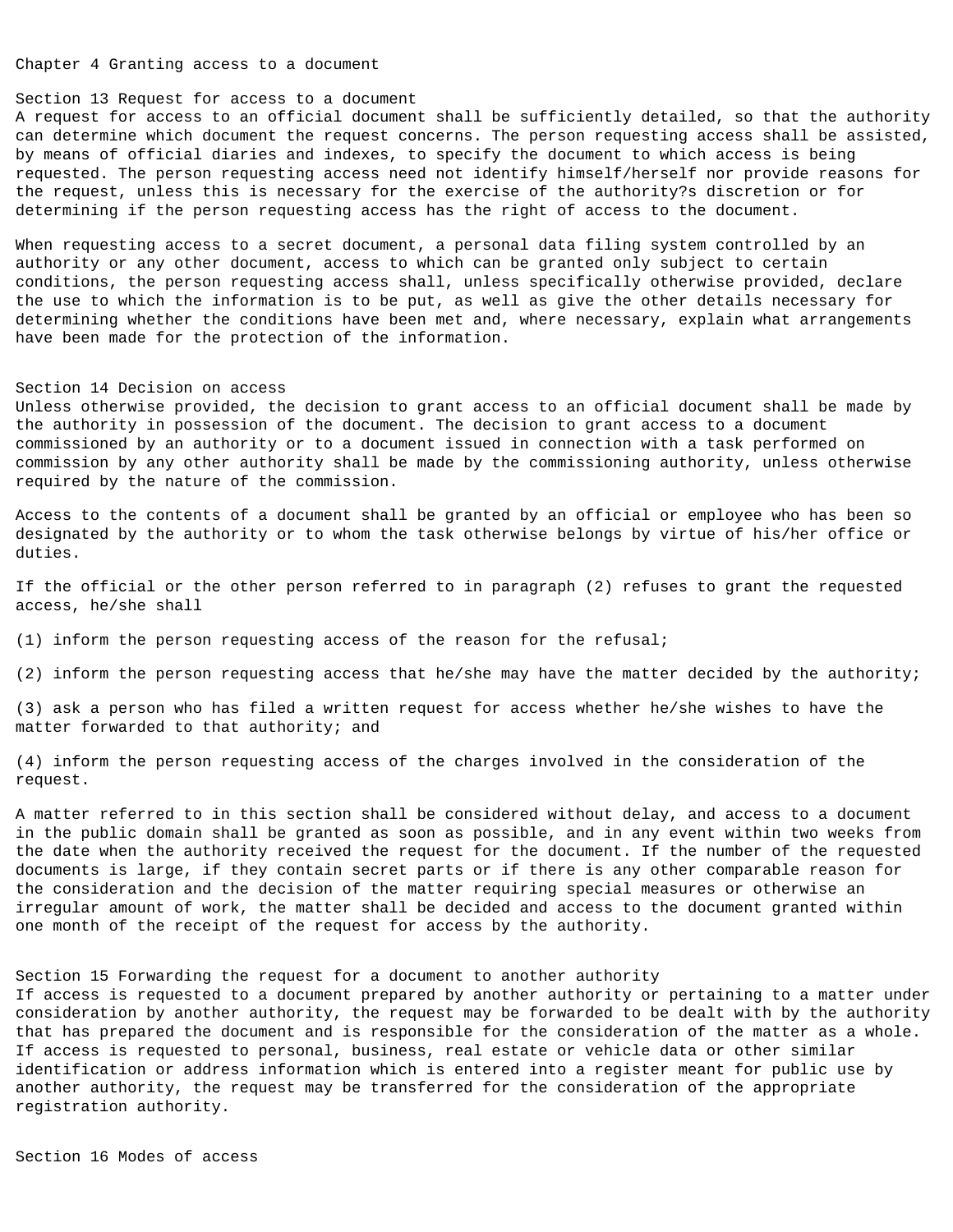## Chapter 4 Granting access to a document

### Section 13 Request for access to a document

A request for access to an official document shall be sufficiently detailed, so that the authority can determine which document the request concerns. The person requesting access shall be assisted, by means of official diaries and indexes, to specify the document to which access is being requested. The person requesting access need not identify himself/herself nor provide reasons for the request, unless this is necessary for the exercise of the authority?s discretion or for determining if the person requesting access has the right of access to the document.

When requesting access to a secret document, a personal data filing system controlled by an authority or any other document, access to which can be granted only subject to certain conditions, the person requesting access shall, unless specifically otherwise provided, declare the use to which the information is to be put, as well as give the other details necessary for determining whether the conditions have been met and, where necessary, explain what arrangements have been made for the protection of the information.

### Section 14 Decision on access

Unless otherwise provided, the decision to grant access to an official document shall be made by the authority in possession of the document. The decision to grant access to a document commissioned by an authority or to a document issued in connection with a task performed on commission by any other authority shall be made by the commissioning authority, unless otherwise required by the nature of the commission.

Access to the contents of a document shall be granted by an official or employee who has been so designated by the authority or to whom the task otherwise belongs by virtue of his/her office or duties.

If the official or the other person referred to in paragraph (2) refuses to grant the requested access, he/she shall

(1) inform the person requesting access of the reason for the refusal;

(2) inform the person requesting access that he/she may have the matter decided by the authority;

(3) ask a person who has filed a written request for access whether he/she wishes to have the matter forwarded to that authority; and

(4) inform the person requesting access of the charges involved in the consideration of the request.

A matter referred to in this section shall be considered without delay, and access to a document in the public domain shall be granted as soon as possible, and in any event within two weeks from the date when the authority received the request for the document. If the number of the requested documents is large, if they contain secret parts or if there is any other comparable reason for the consideration and the decision of the matter requiring special measures or otherwise an irregular amount of work, the matter shall be decided and access to the document granted within one month of the receipt of the request for access by the authority.

### Section 15 Forwarding the request for a document to another authority

If access is requested to a document prepared by another authority or pertaining to a matter under consideration by another authority, the request may be forwarded to be dealt with by the authority that has prepared the document and is responsible for the consideration of the matter as a whole. If access is requested to personal, business, real estate or vehicle data or other similar identification or address information which is entered into a register meant for public use by another authority, the request may be transferred for the consideration of the appropriate registration authority.

### Section 16 Modes of access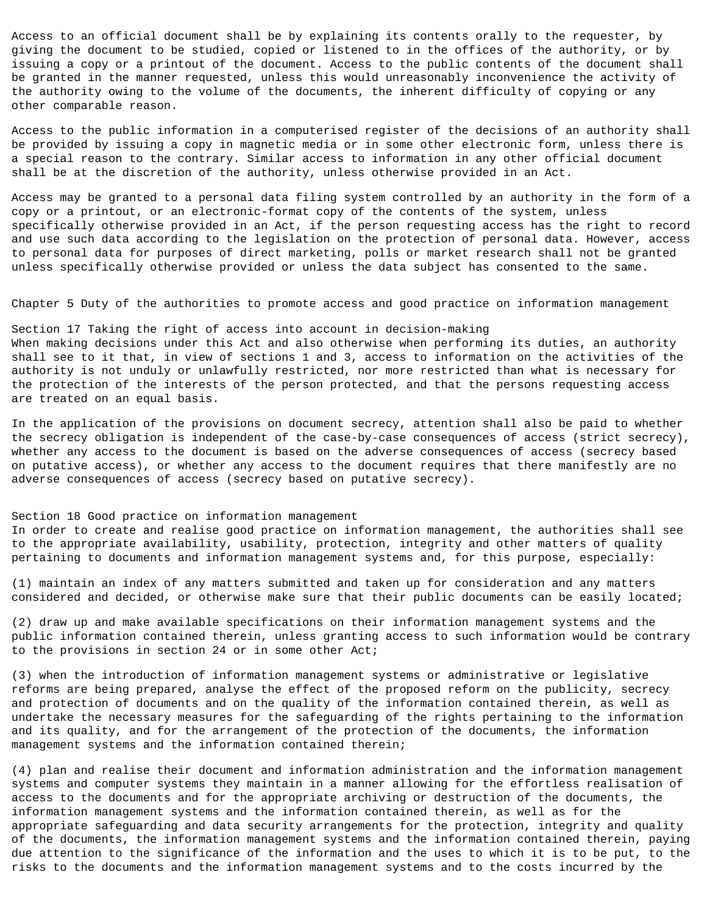Access to an official document shall be by explaining its contents orally to the requester, by giving the document to be studied, copied or listened to in the offices of the authority, or by issuing a copy or a printout of the document. Access to the public contents of the document shall be granted in the manner requested, unless this would unreasonably inconvenience the activity of the authority owing to the volume of the documents, the inherent difficulty of copying or any other comparable reason.

Access to the public information in a computerised register of the decisions of an authority shall be provided by issuing a copy in magnetic media or in some other electronic form, unless there is a special reason to the contrary. Similar access to information in any other official document shall be at the discretion of the authority, unless otherwise provided in an Act.

Access may be granted to a personal data filing system controlled by an authority in the form of a copy or a printout, or an electronic-format copy of the contents of the system, unless specifically otherwise provided in an Act, if the person requesting access has the right to record and use such data according to the legislation on the protection of personal data. However, access to personal data for purposes of direct marketing, polls or market research shall not be granted unless specifically otherwise provided or unless the data subject has consented to the same.

## Chapter 5 Duty of the authorities to promote access and good practice on information management

### Section 17 Taking the right of access into account in decision-making

When making decisions under this Act and also otherwise when performing its duties, an authority shall see to it that, in view of sections 1 and 3, access to information on the activities of the authority is not unduly or unlawfully restricted, nor more restricted than what is necessary for the protection of the interests of the person protected, and that the persons requesting access are treated on an equal basis.

In the application of the provisions on document secrecy, attention shall also be paid to whether the secrecy obligation is independent of the case-by-case consequences of access (strict secrecy), whether any access to the document is based on the adverse consequences of access (secrecy based on putative access), or whether any access to the document requires that there manifestly are no adverse consequences of access (secrecy based on putative secrecy).

### Section 18 Good practice on information management

In order to create and realise good practice on information management, the authorities shall see to the appropriate availability, usability, protection, integrity and other matters of quality pertaining to documents and information management systems and, for this purpose, especially:

(1) maintain an index of any matters submitted and taken up for consideration and any matters considered and decided, or otherwise make sure that their public documents can be easily located;

(2) draw up and make available specifications on their information management systems and the public information contained therein, unless granting access to such information would be contrary to the provisions in section 24 or in some other Act;

(3) when the introduction of information management systems or administrative or legislative reforms are being prepared, analyse the effect of the proposed reform on the publicity, secrecy and protection of documents and on the quality of the information contained therein, as well as undertake the necessary measures for the safeguarding of the rights pertaining to the information and its quality, and for the arrangement of the protection of the documents, the information management systems and the information contained therein;

(4) plan and realise their document and information administration and the information management systems and computer systems they maintain in a manner allowing for the effortless realisation of access to the documents and for the appropriate archiving or destruction of the documents, the information management systems and the information contained therein, as well as for the appropriate safeguarding and data security arrangements for the protection, integrity and quality of the documents, the information management systems and the information contained therein, paying due attention to the significance of the information and the uses to which it is to be put, to the risks to the documents and the information management systems and to the costs incurred by the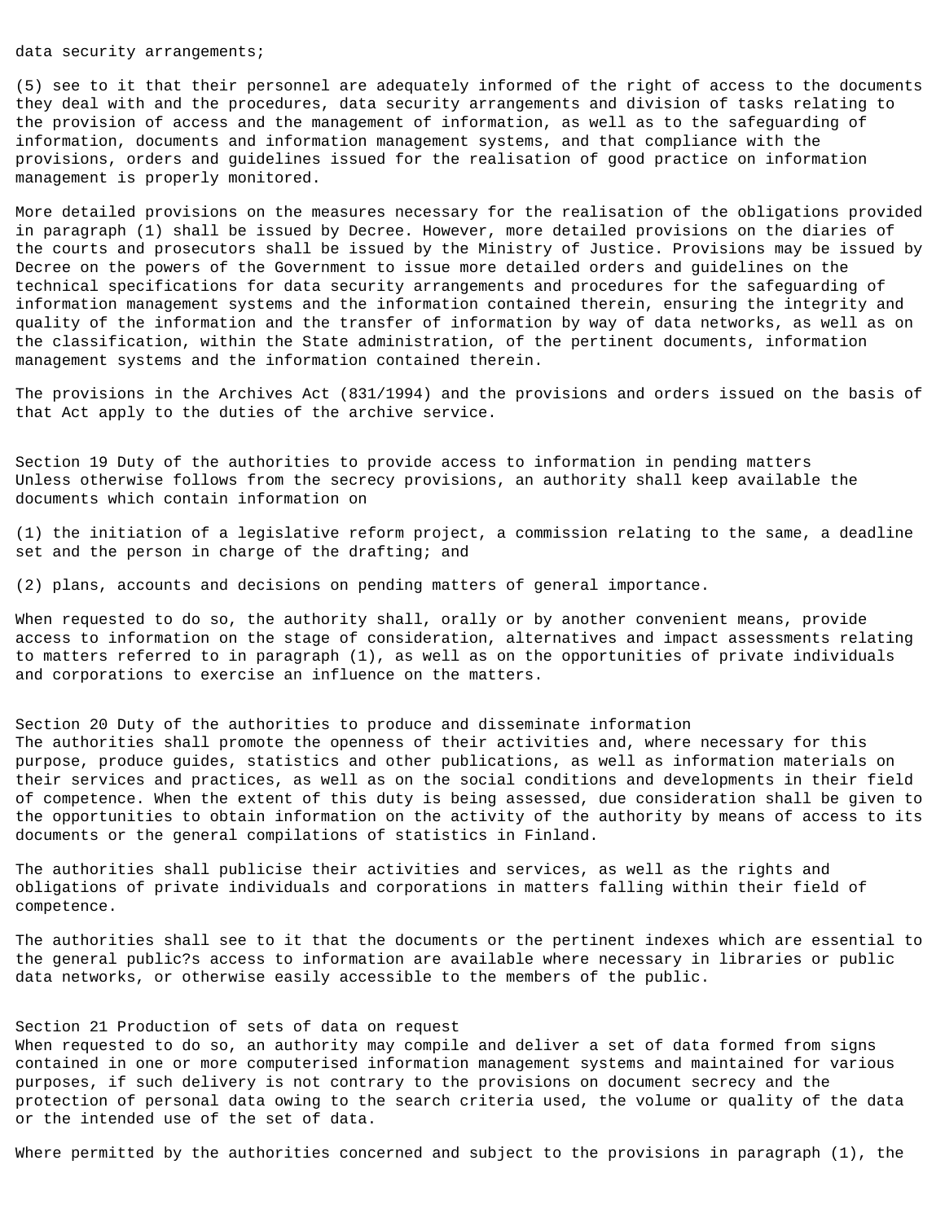data security arrangements;

(5) see to it that their personnel are adequately informed of the right of access to the documents they deal with and the procedures, data security arrangements and division of tasks relating to the provision of access and the management of information, as well as to the safeguarding of information, documents and information management systems, and that compliance with the provisions, orders and guidelines issued for the realisation of good practice on information management is properly monitored.

More detailed provisions on the measures necessary for the realisation of the obligations provided in paragraph (1) shall be issued by Decree. However, more detailed provisions on the diaries of the courts and prosecutors shall be issued by the Ministry of Justice. Provisions may be issued by Decree on the powers of the Government to issue more detailed orders and guidelines on the technical specifications for data security arrangements and procedures for the safeguarding of information management systems and the information contained therein, ensuring the integrity and quality of the information and the transfer of information by way of data networks, as well as on the classification, within the State administration, of the pertinent documents, information management systems and the information contained therein.

The provisions in the Archives Act (831/1994) and the provisions and orders issued on the basis of that Act apply to the duties of the archive service.

## Section 19 Duty of the authorities to provide access to information in pending matters

Unless otherwise follows from the secrecy provisions, an authority shall keep available the documents which contain information on

(1) the initiation of a legislative reform project, a commission relating to the same, a deadline set and the person in charge of the drafting; and

(2) plans, accounts and decisions on pending matters of general importance.

When requested to do so, the authority shall, orally or by another convenient means, provide access to information on the stage of consideration, alternatives and impact assessments relating to matters referred to in paragraph (1), as well as on the opportunities of private individuals and corporations to exercise an influence on the matters.

## Section 20 Duty of the authorities to produce and disseminate information

The authorities shall promote the openness of their activities and, where necessary for this purpose, produce guides, statistics and other publications, as well as information materials on their services and practices, as well as on the social conditions and developments in their field of competence. When the extent of this duty is being assessed, due consideration shall be given to the opportunities to obtain information on the activity of the authority by means of access to its documents or the general compilations of statistics in Finland.

The authorities shall publicise their activities and services, as well as the rights and obligations of private individuals and corporations in matters falling within their field of competence.

The authorities shall see to it that the documents or the pertinent indexes which are essential to the general public?s access to information are available where necessary in libraries or public data networks, or otherwise easily accessible to the members of the public.

## Section 21 Production of sets of data on request

When requested to do so, an authority may compile and deliver a set of data formed from signs contained in one or more computerised information management systems and maintained for various purposes, if such delivery is not contrary to the provisions on document secrecy and the protection of personal data owing to the search criteria used, the volume or quality of the data or the intended use of the set of data.

Where permitted by the authorities concerned and subject to the provisions in paragraph (1), the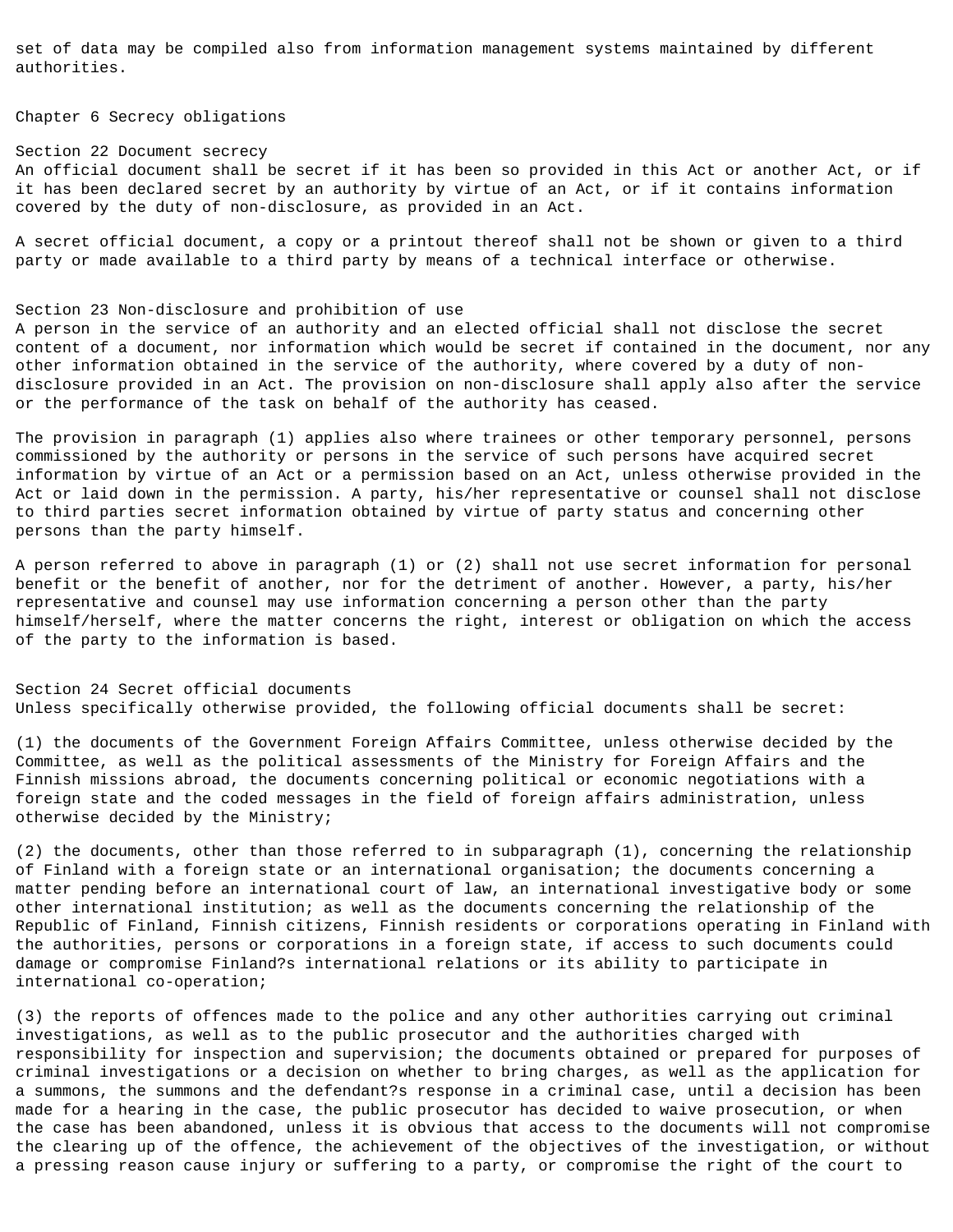set of data may be compiled also from information management systems maintained by different authorities.

## Chapter 6 Secrecy obligations

### Section 22 Document secrecy

An official document shall be secret if it has been so provided in this Act or another Act, or if it has been declared secret by an authority by virtue of an Act, or if it contains information covered by the duty of non-disclosure, as provided in an Act.

A secret official document, a copy or a printout thereof shall not be shown or given to a third party or made available to a third party by means of a technical interface or otherwise.

### Section 23 Non-disclosure and prohibition of use

A person in the service of an authority and an elected official shall not disclose the secret content of a document, nor information which would be secret if contained in the document, nor any other information obtained in the service of the authority, where covered by a duty of non-disclosure provided in an Act. The provision on non-disclosure shall apply also after the service or the performance of the task on behalf of the authority has ceased.

The provision in paragraph (1) applies also where trainees or other temporary personnel, persons commissioned by the authority or persons in the service of such persons have acquired secret information by virtue of an Act or a permission based on an Act, unless otherwise provided in the Act or laid down in the permission. A party, his/her representative or counsel shall not disclose to third parties secret information obtained by virtue of party status and concerning other persons than the party himself.

A person referred to above in paragraph (1) or (2) shall not use secret information for personal benefit or the benefit of another, nor for the detriment of another. However, a party, his/her representative and counsel may use information concerning a person other than the party himself/herself, where the matter concerns the right, interest or obligation on which the access of the party to the information is based.

### Section 24 Secret official documents

Unless specifically otherwise provided, the following official documents shall be secret:

(1) the documents of the Government Foreign Affairs Committee, unless otherwise decided by the Committee, as well as the political assessments of the Ministry for Foreign Affairs and the Finnish missions abroad, the documents concerning political or economic negotiations with a foreign state and the coded messages in the field of foreign affairs administration, unless otherwise decided by the Ministry;

(2) the documents, other than those referred to in subparagraph (1), concerning the relationship of Finland with a foreign state or an international organisation; the documents concerning a matter pending before an international court of law, an international investigative body or some other international institution; as well as the documents concerning the relationship of the Republic of Finland, Finnish citizens, Finnish residents or corporations operating in Finland with the authorities, persons or corporations in a foreign state, if access to such documents could damage or compromise Finland?s international relations or its ability to participate in international co-operation;

(3) the reports of offences made to the police and any other authorities carrying out criminal investigations, as well as to the public prosecutor and the authorities charged with responsibility for inspection and supervision; the documents obtained or prepared for purposes of criminal investigations or a decision on whether to bring charges, as well as the application for a summons, the summons and the defendant?s response in a criminal case, until a decision has been made for a hearing in the case, the public prosecutor has decided to waive prosecution, or when the case has been abandoned, unless it is obvious that access to the documents will not compromise the clearing up of the offence, the achievement of the objectives of the investigation, or without a pressing reason cause injury or suffering to a party, or compromise the right of the court to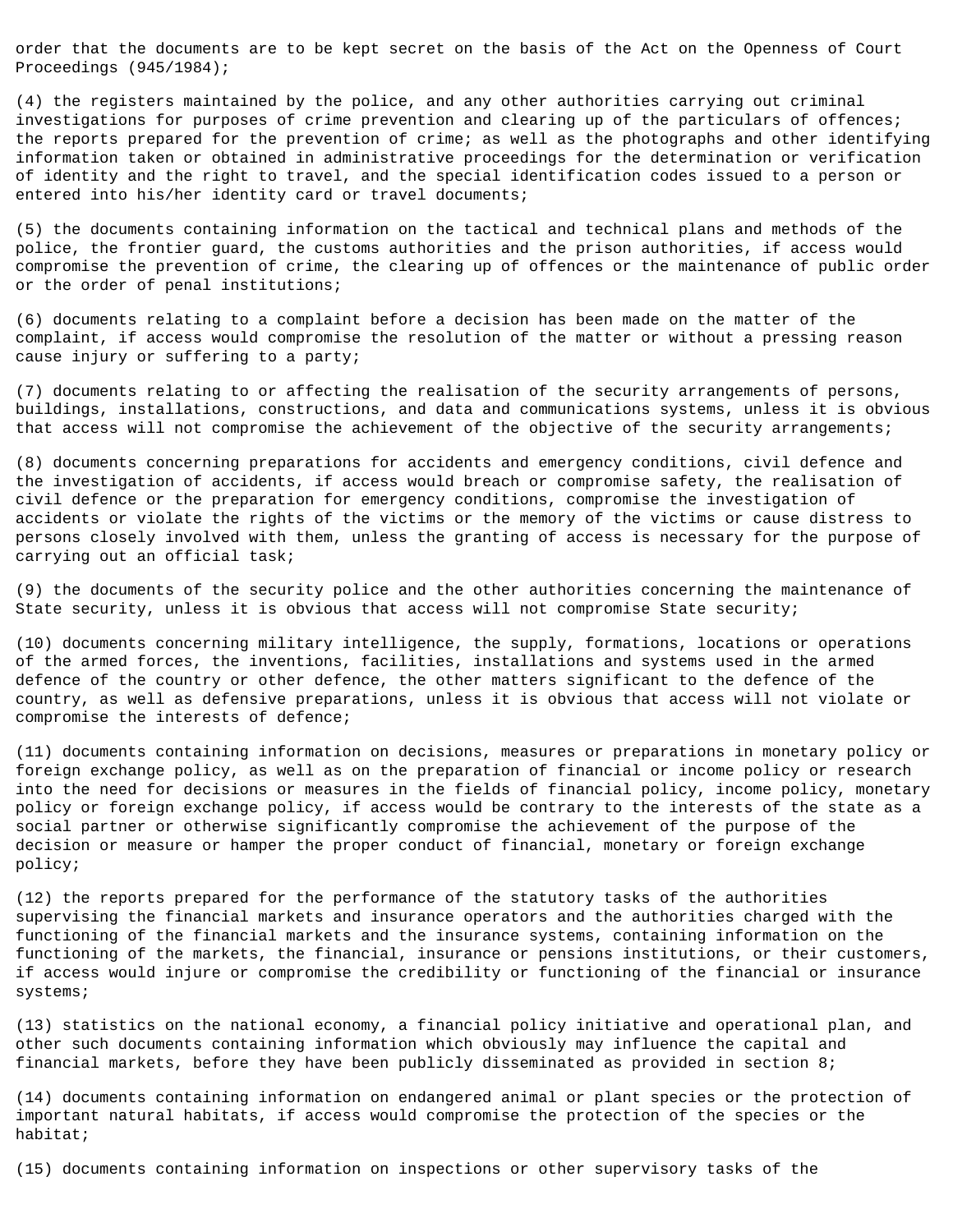order that the documents are to be kept secret on the basis of the Act on the Openness of Court Proceedings (945/1984);

(4) the registers maintained by the police, and any other authorities carrying out criminal investigations for purposes of crime prevention and clearing up of the particulars of offences; the reports prepared for the prevention of crime; as well as the photographs and other identifying information taken or obtained in administrative proceedings for the determination or verification of identity and the right to travel, and the special identification codes issued to a person or entered into his/her identity card or travel documents;

(5) the documents containing information on the tactical and technical plans and methods of the police, the frontier guard, the customs authorities and the prison authorities, if access would compromise the prevention of crime, the clearing up of offences or the maintenance of public order or the order of penal institutions;

(6) documents relating to a complaint before a decision has been made on the matter of the complaint, if access would compromise the resolution of the matter or without a pressing reason cause injury or suffering to a party;

(7) documents relating to or affecting the realisation of the security arrangements of persons, buildings, installations, constructions, and data and communications systems, unless it is obvious that access will not compromise the achievement of the objective of the security arrangements;

(8) documents concerning preparations for accidents and emergency conditions, civil defence and the investigation of accidents, if access would breach or compromise safety, the realisation of civil defence or the preparation for emergency conditions, compromise the investigation of accidents or violate the rights of the victims or the memory of the victims or cause distress to persons closely involved with them, unless the granting of access is necessary for the purpose of carrying out an official task;

(9) the documents of the security police and the other authorities concerning the maintenance of State security, unless it is obvious that access will not compromise State security;

(10) documents concerning military intelligence, the supply, formations, locations or operations of the armed forces, the inventions, facilities, installations and systems used in the armed defence of the country or other defence, the other matters significant to the defence of the country, as well as defensive preparations, unless it is obvious that access will not violate or compromise the interests of defence;

(11) documents containing information on decisions, measures or preparations in monetary policy or foreign exchange policy, as well as on the preparation of financial or income policy or research into the need for decisions or measures in the fields of financial policy, income policy, monetary policy or foreign exchange policy, if access would be contrary to the interests of the state as a social partner or otherwise significantly compromise the achievement of the purpose of the decision or measure or hamper the proper conduct of financial, monetary or foreign exchange policy;

(12) the reports prepared for the performance of the statutory tasks of the authorities supervising the financial markets and insurance operators and the authorities charged with the functioning of the financial markets and the insurance systems, containing information on the functioning of the markets, the financial, insurance or pensions institutions, or their customers, if access would injure or compromise the credibility or functioning of the financial or insurance systems;

(13) statistics on the national economy, a financial policy initiative and operational plan, and other such documents containing information which obviously may influence the capital and financial markets, before they have been publicly disseminated as provided in section 8;

(14) documents containing information on endangered animal or plant species or the protection of important natural habitats, if access would compromise the protection of the species or the habitat;

(15) documents containing information on inspections or other supervisory tasks of the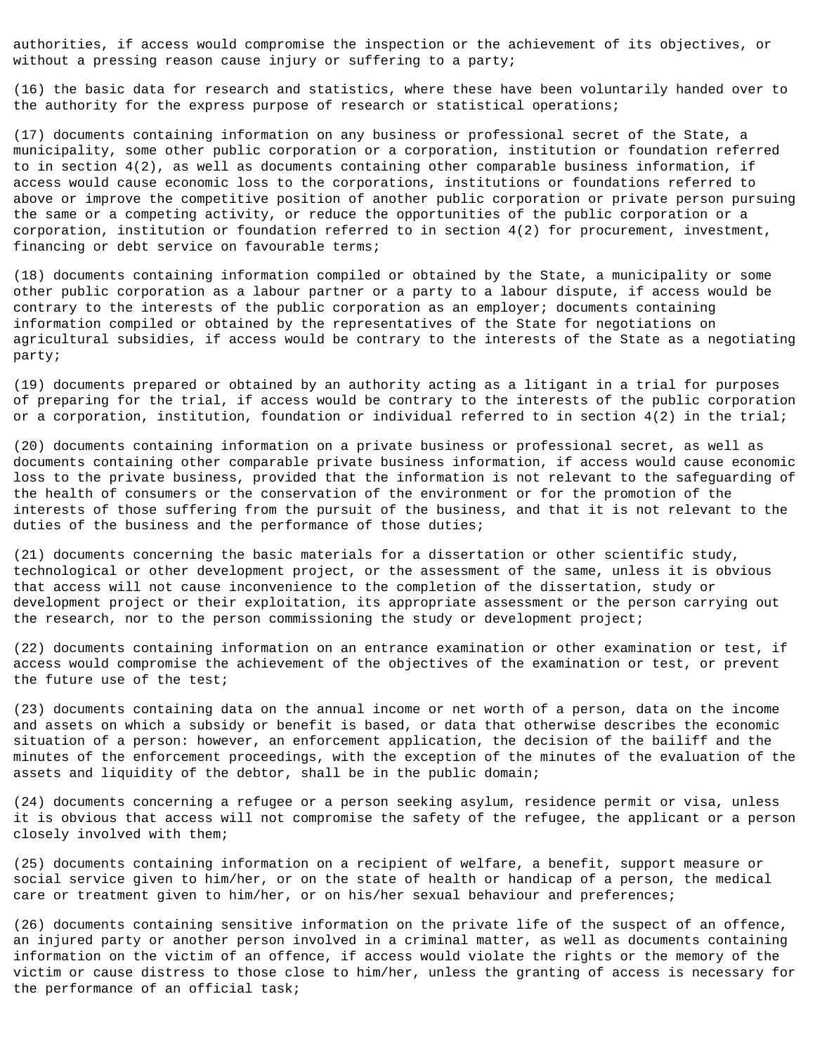authorities, if access would compromise the inspection or the achievement of its objectives, or without a pressing reason cause injury or suffering to a party;

(16) the basic data for research and statistics, where these have been voluntarily handed over to the authority for the express purpose of research or statistical operations;

(17) documents containing information on any business or professional secret of the State, a municipality, some other public corporation or a corporation, institution or foundation referred to in section 4(2), as well as documents containing other comparable business information, if access would cause economic loss to the corporations, institutions or foundations referred to above or improve the competitive position of another public corporation or private person pursuing the same or a competing activity, or reduce the opportunities of the public corporation or a corporation, institution or foundation referred to in section 4(2) for procurement, investment, financing or debt service on favourable terms;

(18) documents containing information compiled or obtained by the State, a municipality or some other public corporation as a labour partner or a party to a labour dispute, if access would be contrary to the interests of the public corporation as an employer; documents containing information compiled or obtained by the representatives of the State for negotiations on agricultural subsidies, if access would be contrary to the interests of the State as a negotiating party;

(19) documents prepared or obtained by an authority acting as a litigant in a trial for purposes of preparing for the trial, if access would be contrary to the interests of the public corporation or a corporation, institution, foundation or individual referred to in section 4(2) in the trial;

(20) documents containing information on a private business or professional secret, as well as documents containing other comparable private business information, if access would cause economic loss to the private business, provided that the information is not relevant to the safeguarding of the health of consumers or the conservation of the environment or for the promotion of the interests of those suffering from the pursuit of the business, and that it is not relevant to the duties of the business and the performance of those duties;

(21) documents concerning the basic materials for a dissertation or other scientific study, technological or other development project, or the assessment of the same, unless it is obvious that access will not cause inconvenience to the completion of the dissertation, study or development project or their exploitation, its appropriate assessment or the person carrying out the research, nor to the person commissioning the study or development project;

(22) documents containing information on an entrance examination or other examination or test, if access would compromise the achievement of the objectives of the examination or test, or prevent the future use of the test;

(23) documents containing data on the annual income or net worth of a person, data on the income and assets on which a subsidy or benefit is based, or data that otherwise describes the economic situation of a person: however, an enforcement application, the decision of the bailiff and the minutes of the enforcement proceedings, with the exception of the minutes of the evaluation of the assets and liquidity of the debtor, shall be in the public domain;

(24) documents concerning a refugee or a person seeking asylum, residence permit or visa, unless it is obvious that access will not compromise the safety of the refugee, the applicant or a person closely involved with them;

(25) documents containing information on a recipient of welfare, a benefit, support measure or social service given to him/her, or on the state of health or handicap of a person, the medical care or treatment given to him/her, or on his/her sexual behaviour and preferences;

(26) documents containing sensitive information on the private life of the suspect of an offence, an injured party or another person involved in a criminal matter, as well as documents containing information on the victim of an offence, if access would violate the rights or the memory of the victim or cause distress to those close to him/her, unless the granting of access is necessary for the performance of an official task;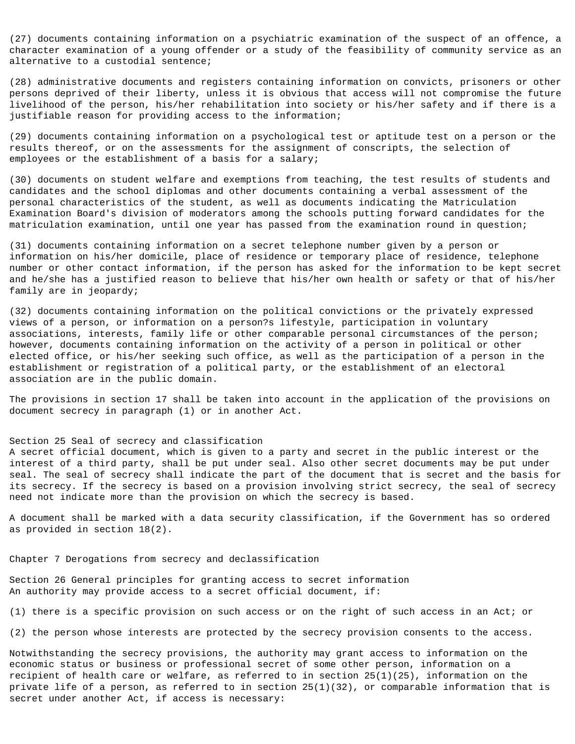(27) documents containing information on a psychiatric examination of the suspect of an offence, a character examination of a young offender or a study of the feasibility of community service as an alternative to a custodial sentence;

(28) administrative documents and registers containing information on convicts, prisoners or other persons deprived of their liberty, unless it is obvious that access will not compromise the future livelihood of the person, his/her rehabilitation into society or his/her safety and if there is a justifiable reason for providing access to the information;

(29) documents containing information on a psychological test or aptitude test on a person or the results thereof, or on the assessments for the assignment of conscripts, the selection of employees or the establishment of a basis for a salary;

(30) documents on student welfare and exemptions from teaching, the test results of students and candidates and the school diplomas and other documents containing a verbal assessment of the personal characteristics of the student, as well as documents indicating the Matriculation Examination Board's division of moderators among the schools putting forward candidates for the matriculation examination, until one year has passed from the examination round in question;

(31) documents containing information on a secret telephone number given by a person or information on his/her domicile, place of residence or temporary place of residence, telephone number or other contact information, if the person has asked for the information to be kept secret and he/she has a justified reason to believe that his/her own health or safety or that of his/her family are in jeopardy;

(32) documents containing information on the political convictions or the privately expressed views of a person, or information on a person?s lifestyle, participation in voluntary associations, interests, family life or other comparable personal circumstances of the person; however, documents containing information on the activity of a person in political or other elected office, or his/her seeking such office, as well as the participation of a person in the establishment or registration of a political party, or the establishment of an electoral association are in the public domain.

The provisions in section 17 shall be taken into account in the application of the provisions on document secrecy in paragraph (1) or in another Act.

## Section 25 Seal of secrecy and classification

A secret official document, which is given to a party and secret in the public interest or the interest of a third party, shall be put under seal. Also other secret documents may be put under seal. The seal of secrecy shall indicate the part of the document that is secret and the basis for its secrecy. If the secrecy is based on a provision involving strict secrecy, the seal of secrecy need not indicate more than the provision on which the secrecy is based.

A document shall be marked with a data security classification, if the Government has so ordered as provided in section 18(2).

# Chapter 7 Derogations from secrecy and declassification

## Section 26 General principles for granting access to secret information

An authority may provide access to a secret official document, if:

(1) there is a specific provision on such access or on the right of such access in an Act; or

(2) the person whose interests are protected by the secrecy provision consents to the access.

Notwithstanding the secrecy provisions, the authority may grant access to information on the economic status or business or professional secret of some other person, information on a recipient of health care or welfare, as referred to in section 25(1)(25), information on the private life of a person, as referred to in section 25(1)(32), or comparable information that is secret under another Act, if access is necessary: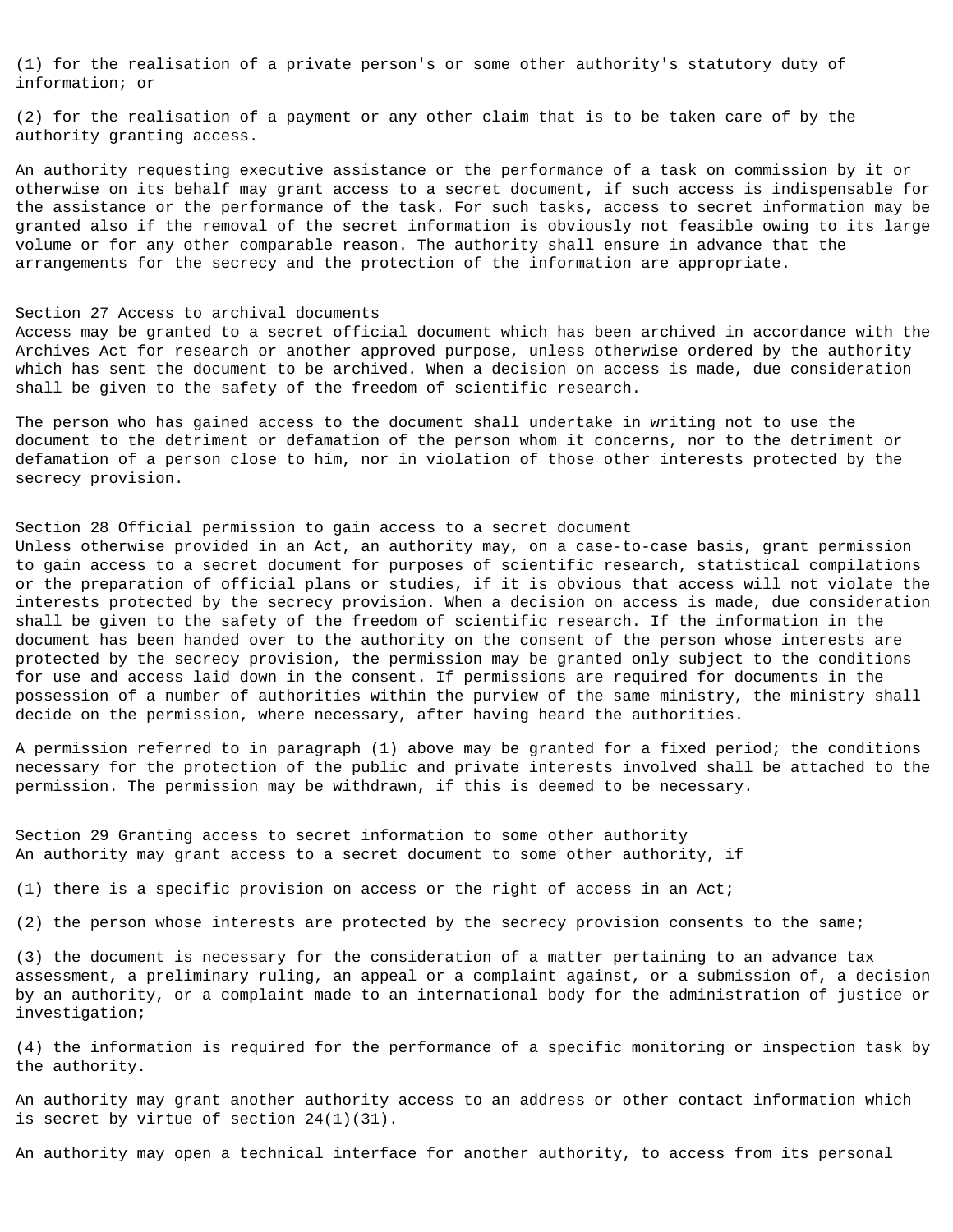(1) for the realisation of a private person's or some other authority's statutory duty of information; or

(2) for the realisation of a payment or any other claim that is to be taken care of by the authority granting access.

An authority requesting executive assistance or the performance of a task on commission by it or otherwise on its behalf may grant access to a secret document, if such access is indispensable for the assistance or the performance of the task. For such tasks, access to secret information may be granted also if the removal of the secret information is obviously not feasible owing to its large volume or for any other comparable reason. The authority shall ensure in advance that the arrangements for the secrecy and the protection of the information are appropriate.

## Section 27 Access to archival documents

Access may be granted to a secret official document which has been archived in accordance with the Archives Act for research or another approved purpose, unless otherwise ordered by the authority which has sent the document to be archived. When a decision on access is made, due consideration shall be given to the safety of the freedom of scientific research.

The person who has gained access to the document shall undertake in writing not to use the document to the detriment or defamation of the person whom it concerns, nor to the detriment or defamation of a person close to him, nor in violation of those other interests protected by the secrecy provision.

## Section 28 Official permission to gain access to a secret document

Unless otherwise provided in an Act, an authority may, on a case-to-case basis, grant permission to gain access to a secret document for purposes of scientific research, statistical compilations or the preparation of official plans or studies, if it is obvious that access will not violate the interests protected by the secrecy provision. When a decision on access is made, due consideration shall be given to the safety of the freedom of scientific research. If the information in the document has been handed over to the authority on the consent of the person whose interests are protected by the secrecy provision, the permission may be granted only subject to the conditions for use and access laid down in the consent. If permissions are required for documents in the possession of a number of authorities within the purview of the same ministry, the ministry shall decide on the permission, where necessary, after having heard the authorities.

A permission referred to in paragraph (1) above may be granted for a fixed period; the conditions necessary for the protection of the public and private interests involved shall be attached to the permission. The permission may be withdrawn, if this is deemed to be necessary.

## Section 29 Granting access to secret information to some other authority

An authority may grant access to a secret document to some other authority, if

(1) there is a specific provision on access or the right of access in an Act;

(2) the person whose interests are protected by the secrecy provision consents to the same;

(3) the document is necessary for the consideration of a matter pertaining to an advance tax assessment, a preliminary ruling, an appeal or a complaint against, or a submission of, a decision by an authority, or a complaint made to an international body for the administration of justice or investigation;

(4) the information is required for the performance of a specific monitoring or inspection task by the authority.

An authority may grant another authority access to an address or other contact information which is secret by virtue of section 24(1)(31).

An authority may open a technical interface for another authority, to access from its personal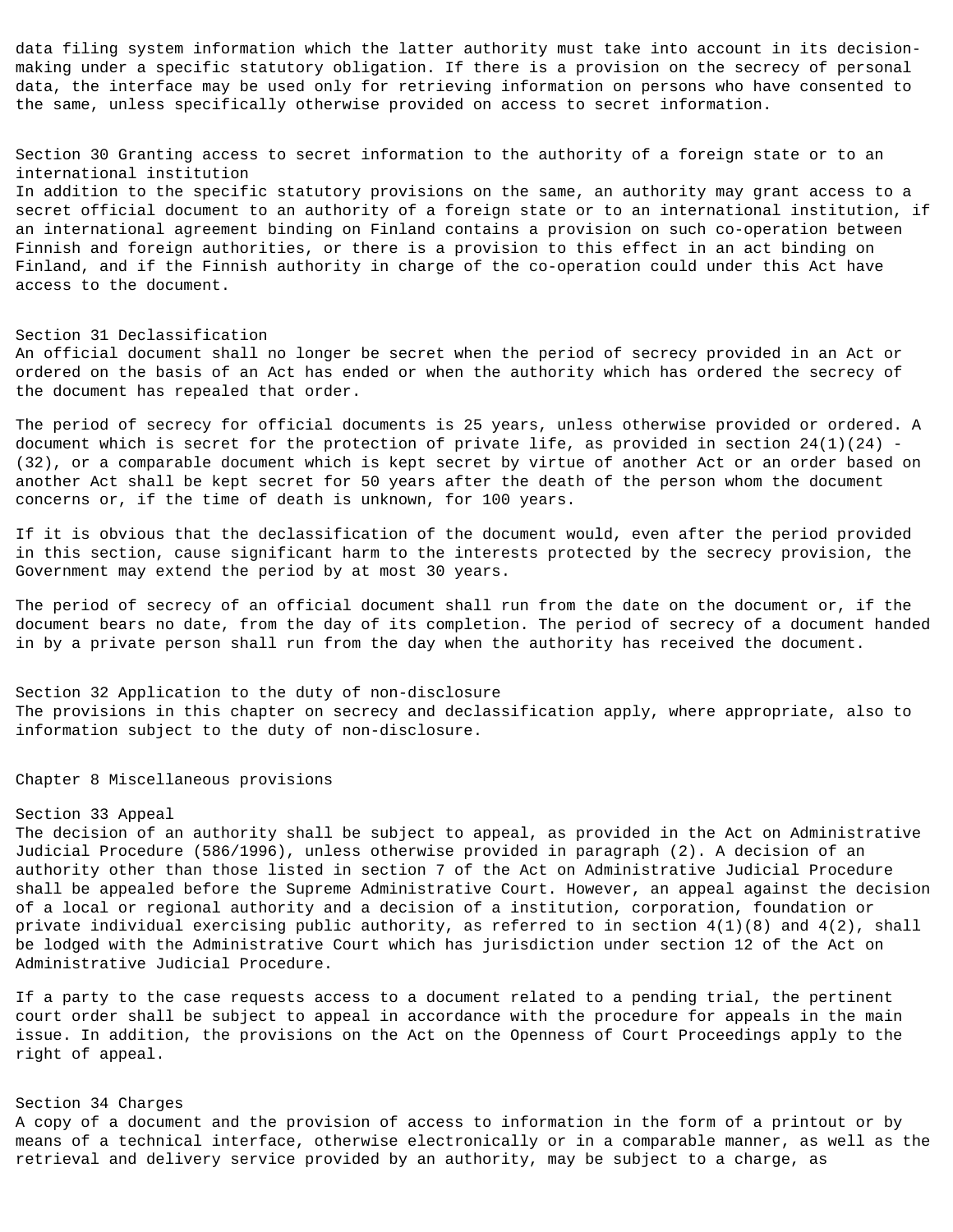data filing system information which the latter authority must take into account in its decision-making under a specific statutory obligation. If there is a provision on the secrecy of personal data, the interface may be used only for retrieving information on persons who have consented to the same, unless specifically otherwise provided on access to secret information.

### Section 30 Granting access to secret information to the authority of a foreign state or to an international institution

In addition to the specific statutory provisions on the same, an authority may grant access to a secret official document to an authority of a foreign state or to an international institution, if an international agreement binding on Finland contains a provision on such co-operation between Finnish and foreign authorities, or there is a provision to this effect in an act binding on Finland, and if the Finnish authority in charge of the co-operation could under this Act have access to the document.

### Section 31 Declassification

An official document shall no longer be secret when the period of secrecy provided in an Act or ordered on the basis of an Act has ended or when the authority which has ordered the secrecy of the document has repealed that order.

The period of secrecy for official documents is 25 years, unless otherwise provided or ordered. A document which is secret for the protection of private life, as provided in section 24(1)(24) - (32), or a comparable document which is kept secret by virtue of another Act or an order based on another Act shall be kept secret for 50 years after the death of the person whom the document concerns or, if the time of death is unknown, for 100 years.

If it is obvious that the declassification of the document would, even after the period provided in this section, cause significant harm to the interests protected by the secrecy provision, the Government may extend the period by at most 30 years.

The period of secrecy of an official document shall run from the date on the document or, if the document bears no date, from the day of its completion. The period of secrecy of a document handed in by a private person shall run from the day when the authority has received the document.

### Section 32 Application to the duty of non-disclosure

The provisions in this chapter on secrecy and declassification apply, where appropriate, also to information subject to the duty of non-disclosure.

## Chapter 8 Miscellaneous provisions

### Section 33 Appeal

The decision of an authority shall be subject to appeal, as provided in the Act on Administrative Judicial Procedure (586/1996), unless otherwise provided in paragraph (2). A decision of an authority other than those listed in section 7 of the Act on Administrative Judicial Procedure shall be appealed before the Supreme Administrative Court. However, an appeal against the decision of a local or regional authority and a decision of a institution, corporation, foundation or private individual exercising public authority, as referred to in section 4(1)(8) and 4(2), shall be lodged with the Administrative Court which has jurisdiction under section 12 of the Act on Administrative Judicial Procedure.

If a party to the case requests access to a document related to a pending trial, the pertinent court order shall be subject to appeal in accordance with the procedure for appeals in the main issue. In addition, the provisions on the Act on the Openness of Court Proceedings apply to the right of appeal.

### Section 34 Charges

A copy of a document and the provision of access to information in the form of a printout or by means of a technical interface, otherwise electronically or in a comparable manner, as well as the retrieval and delivery service provided by an authority, may be subject to a charge, as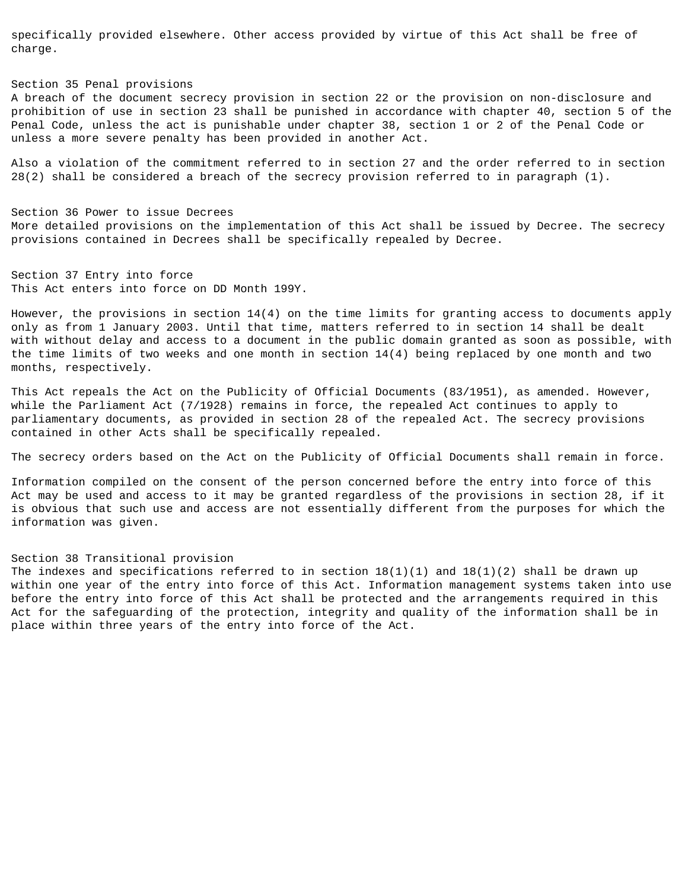specifically provided elsewhere. Other access provided by virtue of this Act shall be free of charge.

## Section 35 Penal provisions

A breach of the document secrecy provision in section 22 or the provision on non-disclosure and prohibition of use in section 23 shall be punished in accordance with chapter 40, section 5 of the Penal Code, unless the act is punishable under chapter 38, section 1 or 2 of the Penal Code or unless a more severe penalty has been provided in another Act.

Also a violation of the commitment referred to in section 27 and the order referred to in section 28(2) shall be considered a breach of the secrecy provision referred to in paragraph (1).

## Section 36 Power to issue Decrees

More detailed provisions on the implementation of this Act shall be issued by Decree. The secrecy provisions contained in Decrees shall be specifically repealed by Decree.

## Section 37 Entry into force

This Act enters into force on DD Month 199Y.

However, the provisions in section 14(4) on the time limits for granting access to documents apply only as from 1 January 2003. Until that time, matters referred to in section 14 shall be dealt with without delay and access to a document in the public domain granted as soon as possible, with the time limits of two weeks and one month in section 14(4) being replaced by one month and two months, respectively.

This Act repeals the Act on the Publicity of Official Documents (83/1951), as amended. However, while the Parliament Act (7/1928) remains in force, the repealed Act continues to apply to parliamentary documents, as provided in section 28 of the repealed Act. The secrecy provisions contained in other Acts shall be specifically repealed.

The secrecy orders based on the Act on the Publicity of Official Documents shall remain in force.

Information compiled on the consent of the person concerned before the entry into force of this Act may be used and access to it may be granted regardless of the provisions in section 28, if it is obvious that such use and access are not essentially different from the purposes for which the information was given.

## Section 38 Transitional provision

The indexes and specifications referred to in section 18(1)(1) and 18(1)(2) shall be drawn up within one year of the entry into force of this Act. Information management systems taken into use before the entry into force of this Act shall be protected and the arrangements required in this Act for the safeguarding of the protection, integrity and quality of the information shall be in place within three years of the entry into force of the Act.